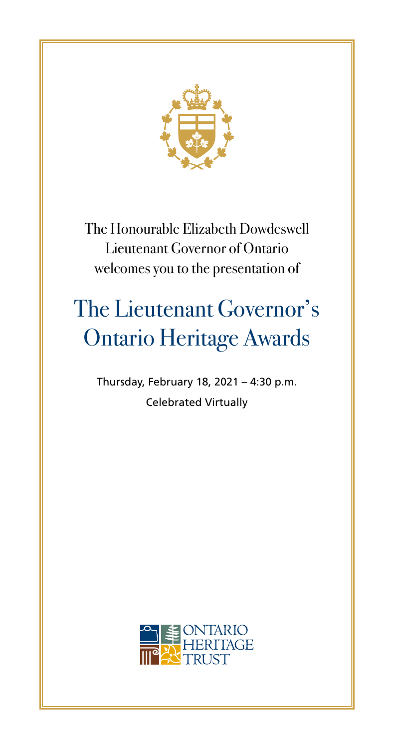The Honourable Elizabeth Dowdeswell
Lieutenant Governor of Ontario
welcomes you to the presentation of

# The Lieutenant Governor's Ontario Heritage Awards

Thursday, February 18, 2021 – 4:30 p.m.
Celebrated Virtually

ONTARIO HERITAGE TRUST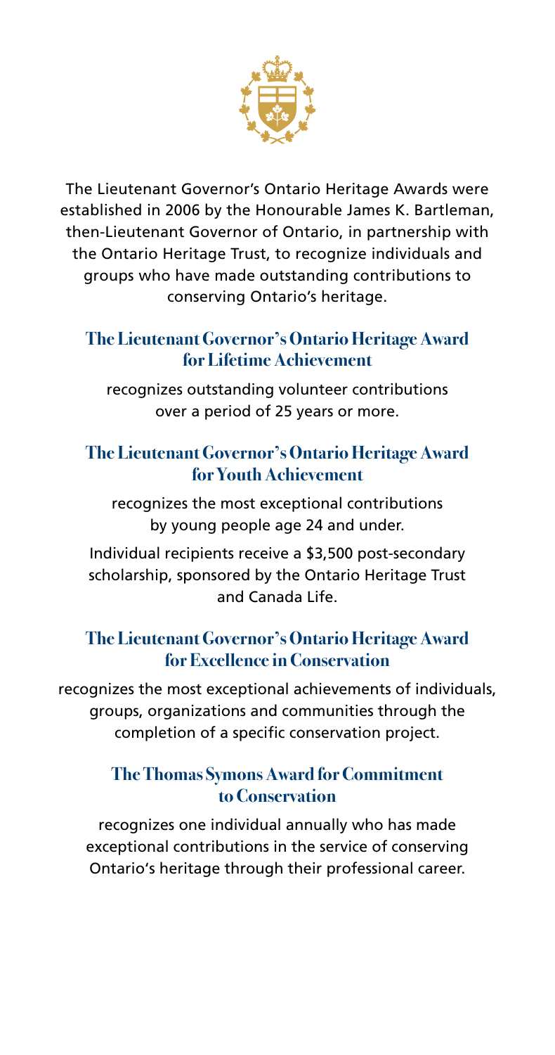The Lieutenant Governor's Ontario Heritage Awards were established in 2006 by the Honourable James K. Bartleman, then-Lieutenant Governor of Ontario, in partnership with the Ontario Heritage Trust, to recognize individuals and groups who have made outstanding contributions to conserving Ontario's heritage.

## The Lieutenant Governor's Ontario Heritage Award for Lifetime Achievement

recognizes outstanding volunteer contributions over a period of 25 years or more.

## The Lieutenant Governor's Ontario Heritage Award for Youth Achievement

recognizes the most exceptional contributions by young people age 24 and under.

Individual recipients receive a $3,500 post-secondary scholarship, sponsored by the Ontario Heritage Trust and Canada Life.

## The Lieutenant Governor's Ontario Heritage Award for Excellence in Conservation

recognizes the most exceptional achievements of individuals, groups, organizations and communities through the completion of a specific conservation project.

## The Thomas Symons Award for Commitment to Conservation

recognizes one individual annually who has made exceptional contributions in the service of conserving Ontario's heritage through their professional career.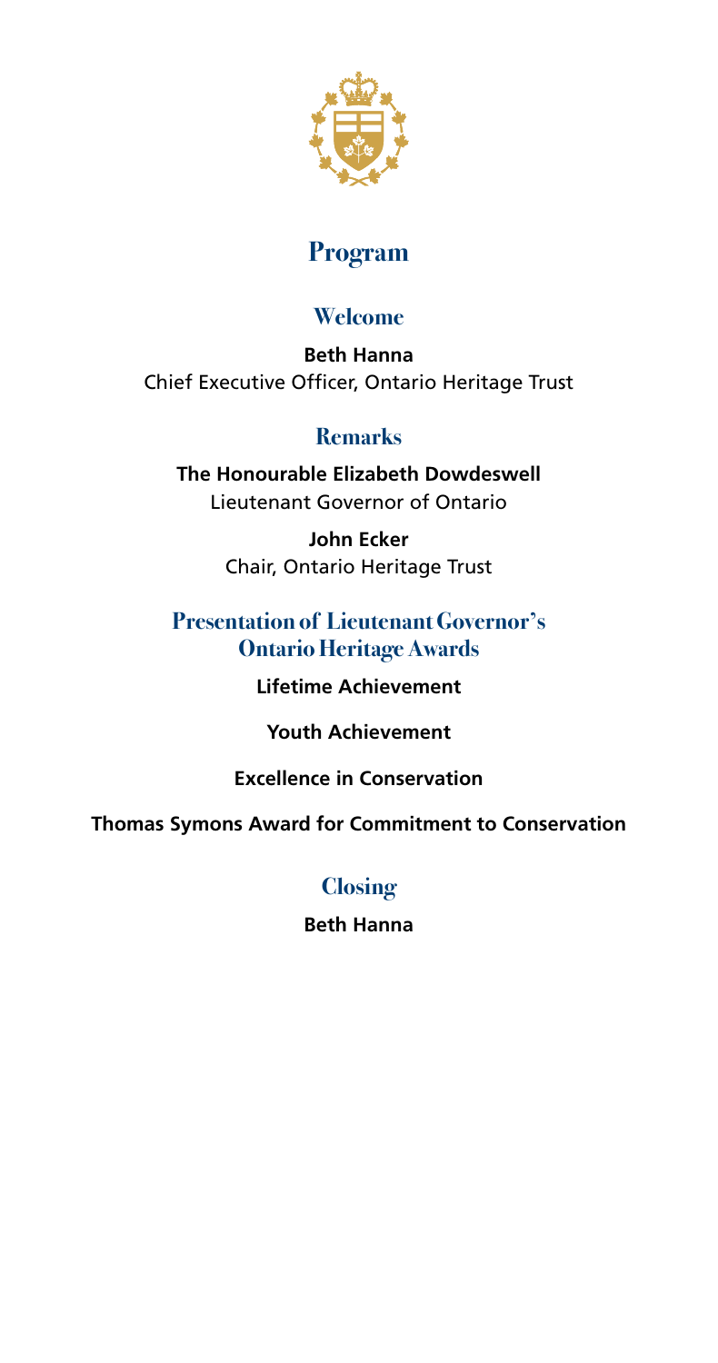# Program

## Welcome

**Beth Hanna**
Chief Executive Officer, Ontario Heritage Trust

## Remarks

**The Honourable Elizabeth Dowdeswell**
Lieutenant Governor of Ontario

**John Ecker**
Chair, Ontario Heritage Trust

## Presentation of Lieutenant Governor's Ontario Heritage Awards

**Lifetime Achievement**

**Youth Achievement**

**Excellence in Conservation**

**Thomas Symons Award for Commitment to Conservation**

## Closing

**Beth Hanna**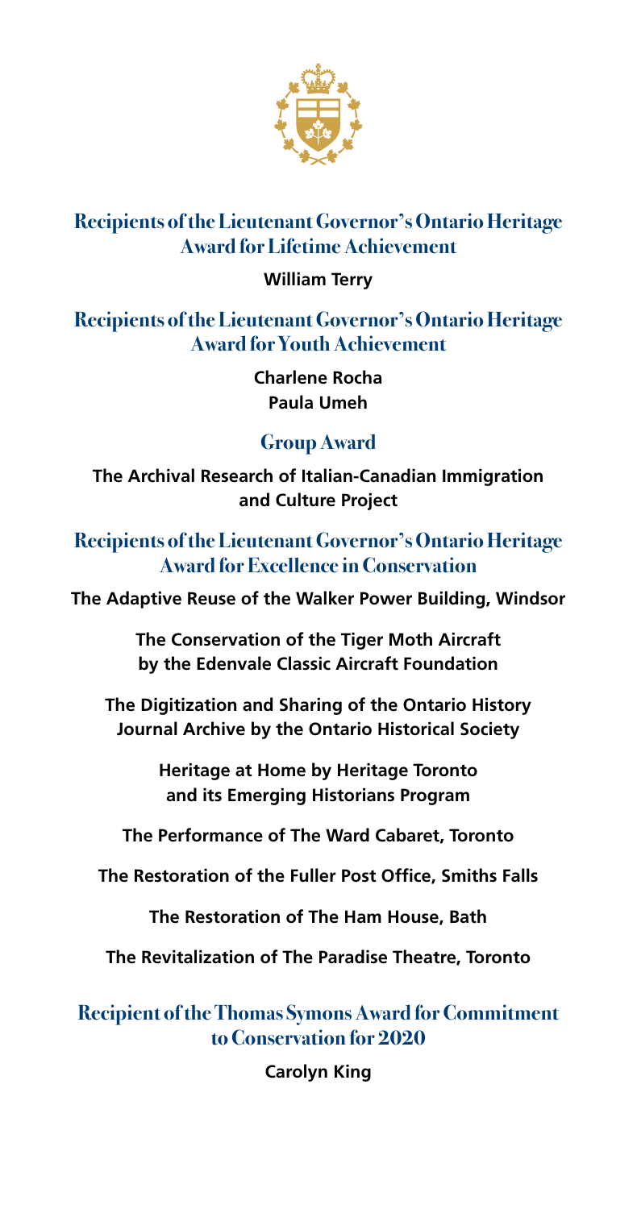## Recipients of the Lieutenant Governor's Ontario Heritage Award for Lifetime Achievement

**William Terry**

## Recipients of the Lieutenant Governor's Ontario Heritage Award for Youth Achievement

**Charlene Rocha**
**Paula Umeh**

## Group Award

**The Archival Research of Italian-Canadian Immigration and Culture Project**

## Recipients of the Lieutenant Governor's Ontario Heritage Award for Excellence in Conservation

**The Adaptive Reuse of the Walker Power Building, Windsor**

**The Conservation of the Tiger Moth Aircraft by the Edenvale Classic Aircraft Foundation**

**The Digitization and Sharing of the Ontario History Journal Archive by the Ontario Historical Society**

**Heritage at Home by Heritage Toronto and its Emerging Historians Program**

**The Performance of The Ward Cabaret, Toronto**

**The Restoration of the Fuller Post Office, Smiths Falls**

**The Restoration of The Ham House, Bath**

**The Revitalization of The Paradise Theatre, Toronto**

## Recipient of the Thomas Symons Award for Commitment to Conservation for 2020

**Carolyn King**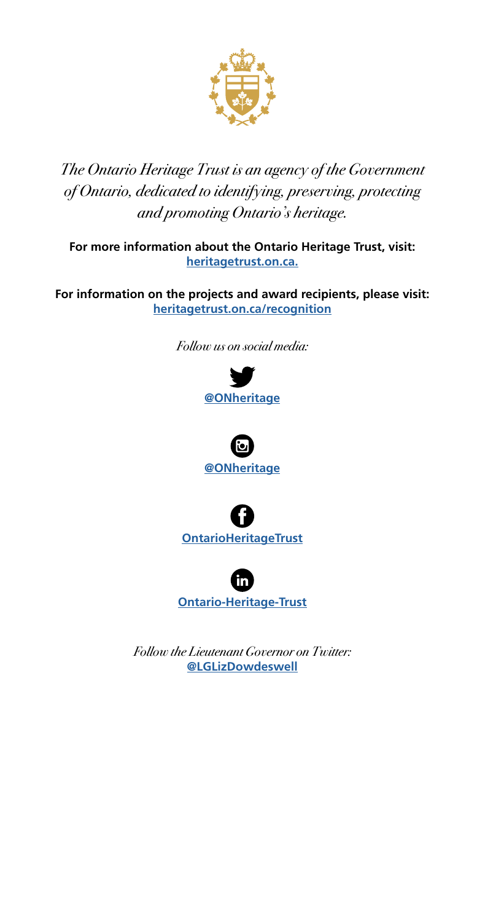*The Ontario Heritage Trust is an agency of the Government of Ontario, dedicated to identifying, preserving, protecting and promoting Ontario's heritage.*

**For more information about the Ontario Heritage Trust, visit:**
**heritagetrust.on.ca.**

**For information on the projects and award recipients, please visit:**
**heritagetrust.on.ca/recognition**

*Follow us on social media:*

**@ONheritage**

**@ONheritage**

**OntarioHeritageTrust**

**Ontario-Heritage-Trust**

*Follow the Lieutenant Governor on Twitter:*
**@LGLizDowdeswell**